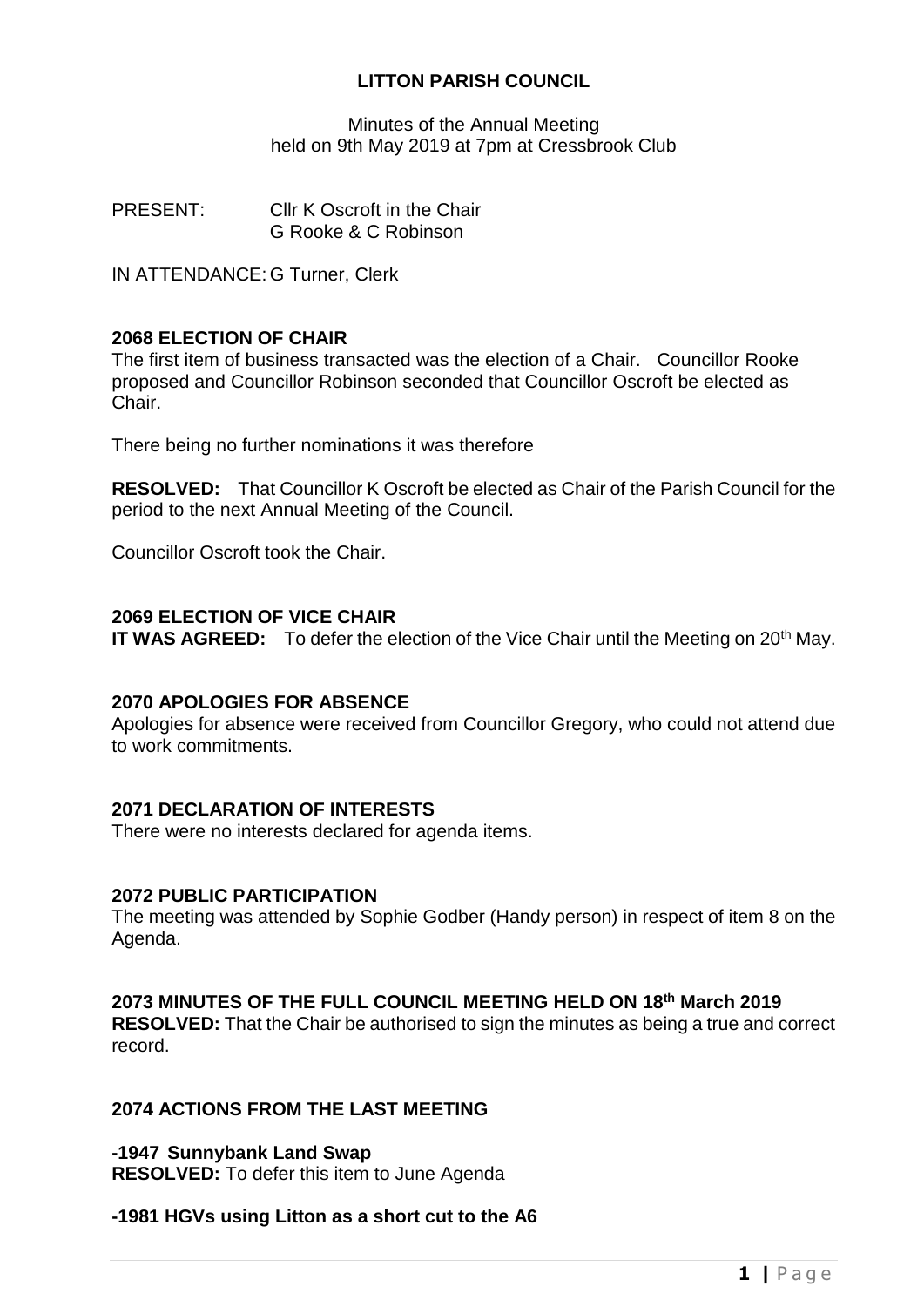# LITTON PARISH COUNCIL

Minutes of the Annual Meeting
held on 9th May 2019 at 7pm at Cressbrook Club

PRESENT: Cllr K Oscroft in the Chair
G Rooke & C Robinson

IN ATTENDANCE: G Turner, Clerk

## 2068 ELECTION OF CHAIR

The first item of business transacted was the election of a Chair. Councillor Rooke proposed and Councillor Robinson seconded that Councillor Oscroft be elected as Chair.

There being no further nominations it was therefore

**RESOLVED:** That Councillor K Oscroft be elected as Chair of the Parish Council for the period to the next Annual Meeting of the Council.

Councillor Oscroft took the Chair.

## 2069 ELECTION OF VICE CHAIR

**IT WAS AGREED:** To defer the election of the Vice Chair until the Meeting on 20th May.

## 2070 APOLOGIES FOR ABSENCE

Apologies for absence were received from Councillor Gregory, who could not attend due to work commitments.

## 2071 DECLARATION OF INTERESTS

There were no interests declared for agenda items.

## 2072 PUBLIC PARTICIPATION

The meeting was attended by Sophie Godber (Handy person) in respect of item 8 on the Agenda.

## 2073 MINUTES OF THE FULL COUNCIL MEETING HELD ON 18th March 2019

**RESOLVED:** That the Chair be authorised to sign the minutes as being a true and correct record.

## 2074 ACTIONS FROM THE LAST MEETING

**-1947 Sunnybank Land Swap**
**RESOLVED:** To defer this item to June Agenda

**-1981 HGVs using Litton as a short cut to the A6**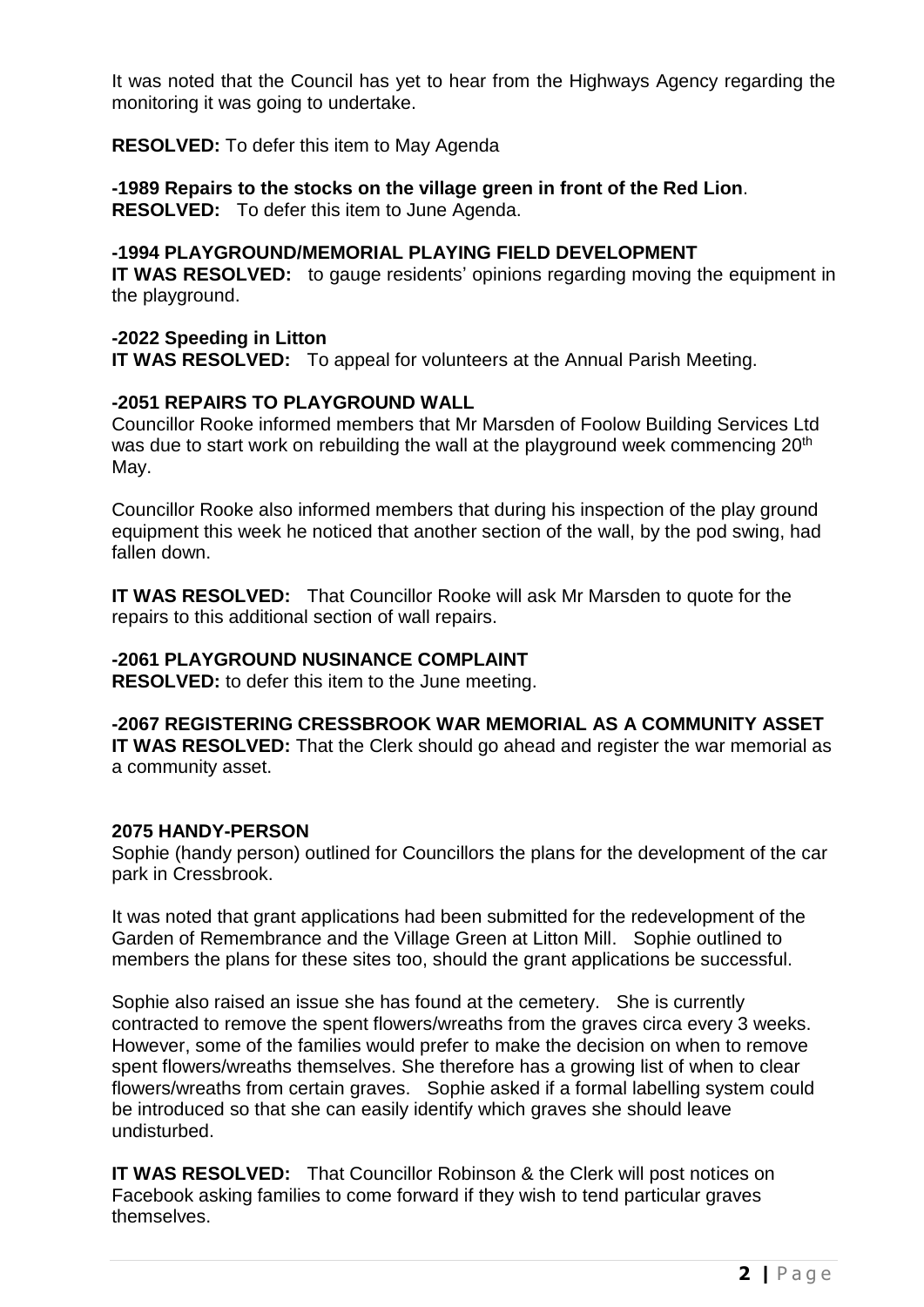It was noted that the Council has yet to hear from the Highways Agency regarding the monitoring it was going to undertake.

**RESOLVED:** To defer this item to May Agenda

**-1989 Repairs to the stocks on the village green in front of the Red Lion**.
**RESOLVED:** To defer this item to June Agenda.

**-1994 PLAYGROUND/MEMORIAL PLAYING FIELD DEVELOPMENT**
**IT WAS RESOLVED:** to gauge residents' opinions regarding moving the equipment in the playground.

**-2022 Speeding in Litton**
**IT WAS RESOLVED:** To appeal for volunteers at the Annual Parish Meeting.

**-2051 REPAIRS TO PLAYGROUND WALL**
Councillor Rooke informed members that Mr Marsden of Foolow Building Services Ltd was due to start work on rebuilding the wall at the playground week commencing 20th May.

Councillor Rooke also informed members that during his inspection of the play ground equipment this week he noticed that another section of the wall, by the pod swing, had fallen down.

**IT WAS RESOLVED:** That Councillor Rooke will ask Mr Marsden to quote for the repairs to this additional section of wall repairs.

**-2061 PLAYGROUND NUSINANCE COMPLAINT**
**RESOLVED:** to defer this item to the June meeting.

**-2067 REGISTERING CRESSBROOK WAR MEMORIAL AS A COMMUNITY ASSET**
**IT WAS RESOLVED:** That the Clerk should go ahead and register the war memorial as a community asset.

**2075 HANDY-PERSON**
Sophie (handy person) outlined for Councillors the plans for the development of the car park in Cressbrook.

It was noted that grant applications had been submitted for the redevelopment of the Garden of Remembrance and the Village Green at Litton Mill. Sophie outlined to members the plans for these sites too, should the grant applications be successful.

Sophie also raised an issue she has found at the cemetery. She is currently contracted to remove the spent flowers/wreaths from the graves circa every 3 weeks. However, some of the families would prefer to make the decision on when to remove spent flowers/wreaths themselves. She therefore has a growing list of when to clear flowers/wreaths from certain graves. Sophie asked if a formal labelling system could be introduced so that she can easily identify which graves she should leave undisturbed.

**IT WAS RESOLVED:** That Councillor Robinson & the Clerk will post notices on Facebook asking families to come forward if they wish to tend particular graves themselves.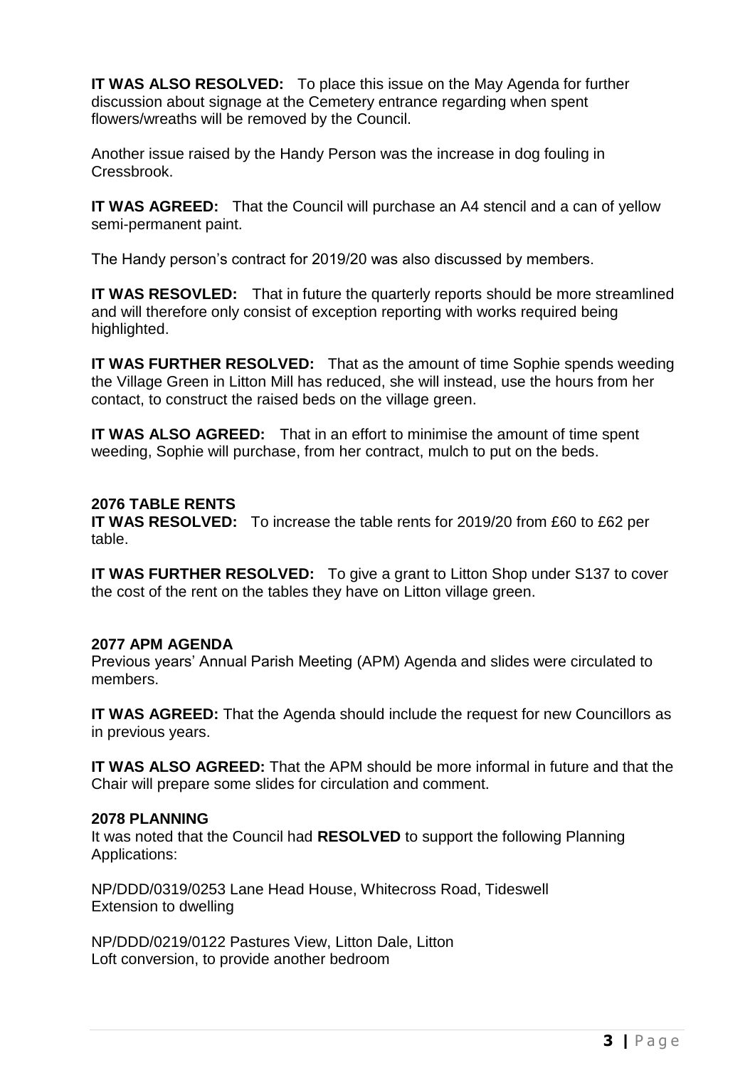**IT WAS ALSO RESOLVED:** To place this issue on the May Agenda for further discussion about signage at the Cemetery entrance regarding when spent flowers/wreaths will be removed by the Council.

Another issue raised by the Handy Person was the increase in dog fouling in Cressbrook.

**IT WAS AGREED:** That the Council will purchase an A4 stencil and a can of yellow semi-permanent paint.

The Handy person's contract for 2019/20 was also discussed by members.

**IT WAS RESOVLED:** That in future the quarterly reports should be more streamlined and will therefore only consist of exception reporting with works required being highlighted.

**IT WAS FURTHER RESOLVED:** That as the amount of time Sophie spends weeding the Village Green in Litton Mill has reduced, she will instead, use the hours from her contact, to construct the raised beds on the village green.

**IT WAS ALSO AGREED:** That in an effort to minimise the amount of time spent weeding, Sophie will purchase, from her contract, mulch to put on the beds.

**2076 TABLE RENTS**

**IT WAS RESOLVED:** To increase the table rents for 2019/20 from £60 to £62 per table.

**IT WAS FURTHER RESOLVED:** To give a grant to Litton Shop under S137 to cover the cost of the rent on the tables they have on Litton village green.

**2077 APM AGENDA**

Previous years' Annual Parish Meeting (APM) Agenda and slides were circulated to members.

**IT WAS AGREED:** That the Agenda should include the request for new Councillors as in previous years.

**IT WAS ALSO AGREED:** That the APM should be more informal in future and that the Chair will prepare some slides for circulation and comment.

**2078 PLANNING**

It was noted that the Council had **RESOLVED** to support the following Planning Applications:

NP/DDD/0319/0253 Lane Head House, Whitecross Road, Tideswell
Extension to dwelling

NP/DDD/0219/0122 Pastures View, Litton Dale, Litton
Loft conversion, to provide another bedroom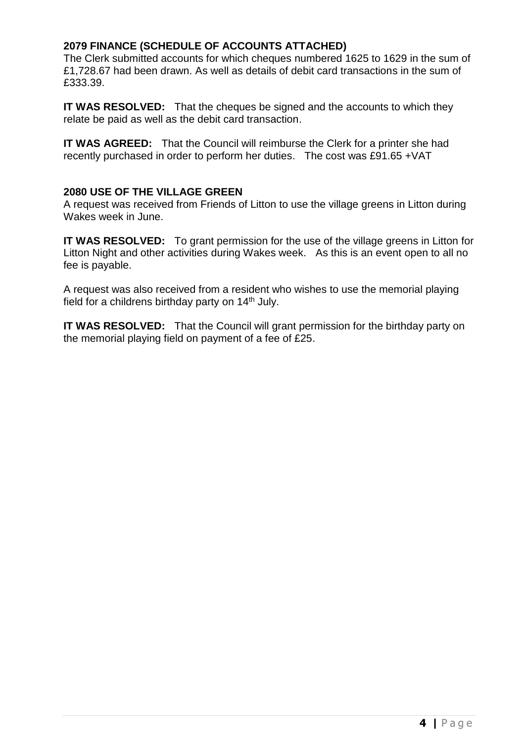**2079 FINANCE (SCHEDULE OF ACCOUNTS ATTACHED)**

The Clerk submitted accounts for which cheques numbered 1625 to 1629 in the sum of £1,728.67 had been drawn. As well as details of debit card transactions in the sum of £333.39.

**IT WAS RESOLVED:** That the cheques be signed and the accounts to which they relate be paid as well as the debit card transaction.

**IT WAS AGREED:** That the Council will reimburse the Clerk for a printer she had recently purchased in order to perform her duties. The cost was £91.65 +VAT

**2080 USE OF THE VILLAGE GREEN**

A request was received from Friends of Litton to use the village greens in Litton during Wakes week in June.

**IT WAS RESOLVED:** To grant permission for the use of the village greens in Litton for Litton Night and other activities during Wakes week. As this is an event open to all no fee is payable.

A request was also received from a resident who wishes to use the memorial playing field for a childrens birthday party on 14th July.

**IT WAS RESOLVED:** That the Council will grant permission for the birthday party on the memorial playing field on payment of a fee of £25.